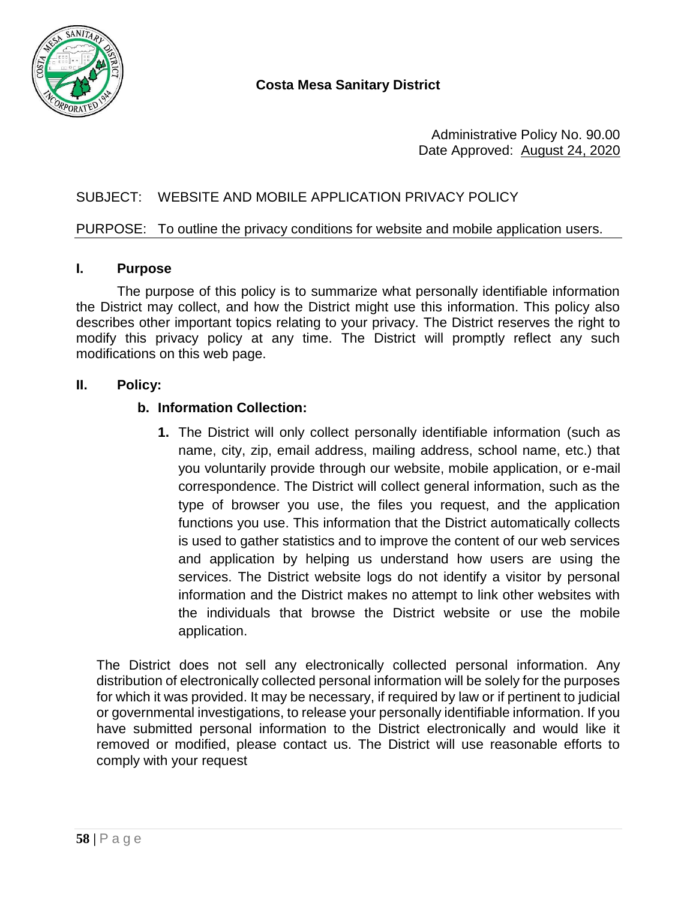**Costa Mesa Sanitary District**

Administrative Policy No. 90.00
Date Approved: August 24, 2020

SUBJECT: WEBSITE AND MOBILE APPLICATION PRIVACY POLICY

PURPOSE: To outline the privacy conditions for website and mobile application users.

## I. Purpose

The purpose of this policy is to summarize what personally identifiable information the District may collect, and how the District might use this information. This policy also describes other important topics relating to your privacy. The District reserves the right to modify this privacy policy at any time. The District will promptly reflect any such modifications on this web page.

## II. Policy:

### b. Information Collection:

1. The District will only collect personally identifiable information (such as name, city, zip, email address, mailing address, school name, etc.) that you voluntarily provide through our website, mobile application, or e-mail correspondence. The District will collect general information, such as the type of browser you use, the files you request, and the application functions you use. This information that the District automatically collects is used to gather statistics and to improve the content of our web services and application by helping us understand how users are using the services. The District website logs do not identify a visitor by personal information and the District makes no attempt to link other websites with the individuals that browse the District website or use the mobile application.

The District does not sell any electronically collected personal information. Any distribution of electronically collected personal information will be solely for the purposes for which it was provided. It may be necessary, if required by law or if pertinent to judicial or governmental investigations, to release your personally identifiable information. If you have submitted personal information to the District electronically and would like it removed or modified, please contact us. The District will use reasonable efforts to comply with your request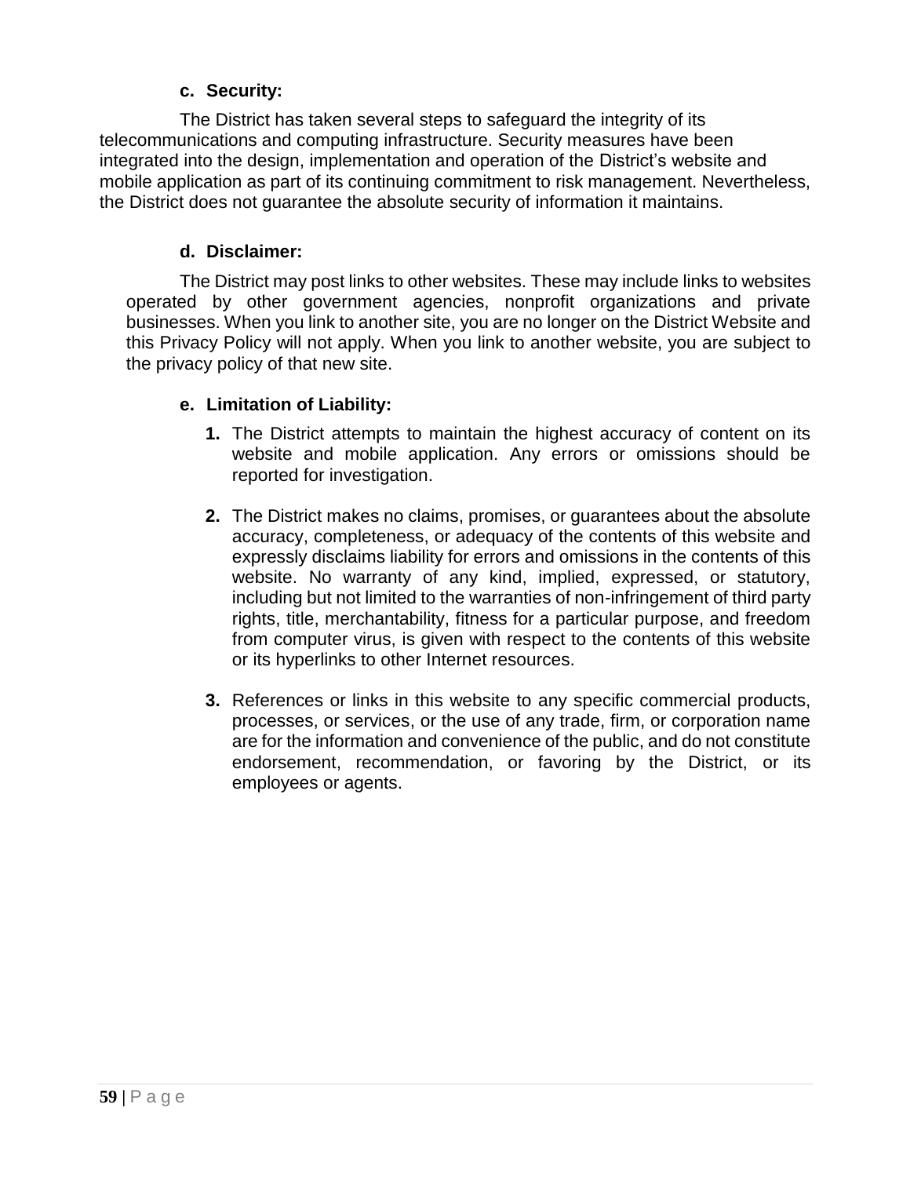**c. Security:**

The District has taken several steps to safeguard the integrity of its telecommunications and computing infrastructure. Security measures have been integrated into the design, implementation and operation of the District's website and mobile application as part of its continuing commitment to risk management. Nevertheless, the District does not guarantee the absolute security of information it maintains.

**d. Disclaimer:**

The District may post links to other websites. These may include links to websites operated by other government agencies, nonprofit organizations and private businesses. When you link to another site, you are no longer on the District Website and this Privacy Policy will not apply. When you link to another website, you are subject to the privacy policy of that new site.

**e. Limitation of Liability:**

1. The District attempts to maintain the highest accuracy of content on its website and mobile application. Any errors or omissions should be reported for investigation.

2. The District makes no claims, promises, or guarantees about the absolute accuracy, completeness, or adequacy of the contents of this website and expressly disclaims liability for errors and omissions in the contents of this website. No warranty of any kind, implied, expressed, or statutory, including but not limited to the warranties of non-infringement of third party rights, title, merchantability, fitness for a particular purpose, and freedom from computer virus, is given with respect to the contents of this website or its hyperlinks to other Internet resources.

3. References or links in this website to any specific commercial products, processes, or services, or the use of any trade, firm, or corporation name are for the information and convenience of the public, and do not constitute endorsement, recommendation, or favoring by the District, or its employees or agents.